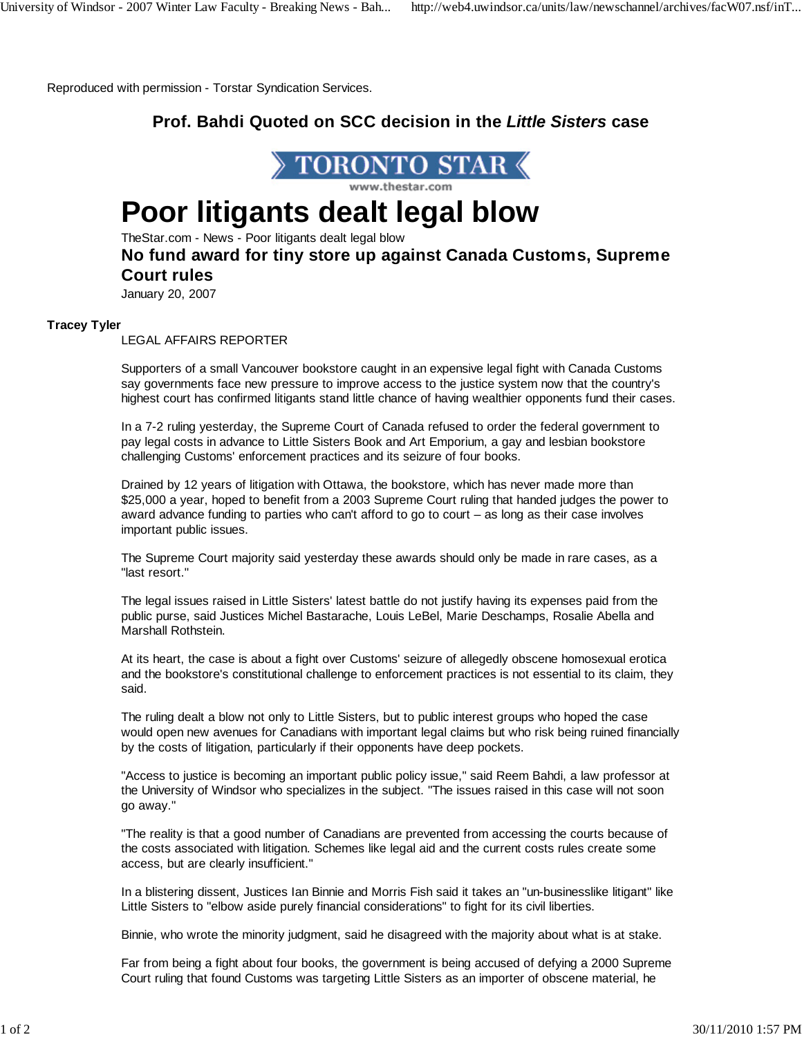Reproduced with permission - Torstar Syndication Services.

## Prof. Bahdi Quoted on SCC decision in the *Little Sisters* case

TORONTO STAR
www.thestar.com

# Poor litigants dealt legal blow

TheStar.com - News - Poor litigants dealt legal blow

### No fund award for tiny store up against Canada Customs, Supreme Court rules

January 20, 2007

**Tracey Tyler**
LEGAL AFFAIRS REPORTER

Supporters of a small Vancouver bookstore caught in an expensive legal fight with Canada Customs say governments face new pressure to improve access to the justice system now that the country's highest court has confirmed litigants stand little chance of having wealthier opponents fund their cases.

In a 7-2 ruling yesterday, the Supreme Court of Canada refused to order the federal government to pay legal costs in advance to Little Sisters Book and Art Emporium, a gay and lesbian bookstore challenging Customs' enforcement practices and its seizure of four books.

Drained by 12 years of litigation with Ottawa, the bookstore, which has never made more than $25,000 a year, hoped to benefit from a 2003 Supreme Court ruling that handed judges the power to award advance funding to parties who can't afford to go to court – as long as their case involves important public issues.

The Supreme Court majority said yesterday these awards should only be made in rare cases, as a "last resort."

The legal issues raised in Little Sisters' latest battle do not justify having its expenses paid from the public purse, said Justices Michel Bastarache, Louis LeBel, Marie Deschamps, Rosalie Abella and Marshall Rothstein.

At its heart, the case is about a fight over Customs' seizure of allegedly obscene homosexual erotica and the bookstore's constitutional challenge to enforcement practices is not essential to its claim, they said.

The ruling dealt a blow not only to Little Sisters, but to public interest groups who hoped the case would open new avenues for Canadians with important legal claims but who risk being ruined financially by the costs of litigation, particularly if their opponents have deep pockets.

"Access to justice is becoming an important public policy issue," said Reem Bahdi, a law professor at the University of Windsor who specializes in the subject. "The issues raised in this case will not soon go away."

"The reality is that a good number of Canadians are prevented from accessing the courts because of the costs associated with litigation. Schemes like legal aid and the current costs rules create some access, but are clearly insufficient."

In a blistering dissent, Justices Ian Binnie and Morris Fish said it takes an "un-businesslike litigant" like Little Sisters to "elbow aside purely financial considerations" to fight for its civil liberties.

Binnie, who wrote the minority judgment, said he disagreed with the majority about what is at stake.

Far from being a fight about four books, the government is being accused of defying a 2000 Supreme Court ruling that found Customs was targeting Little Sisters as an importer of obscene material, he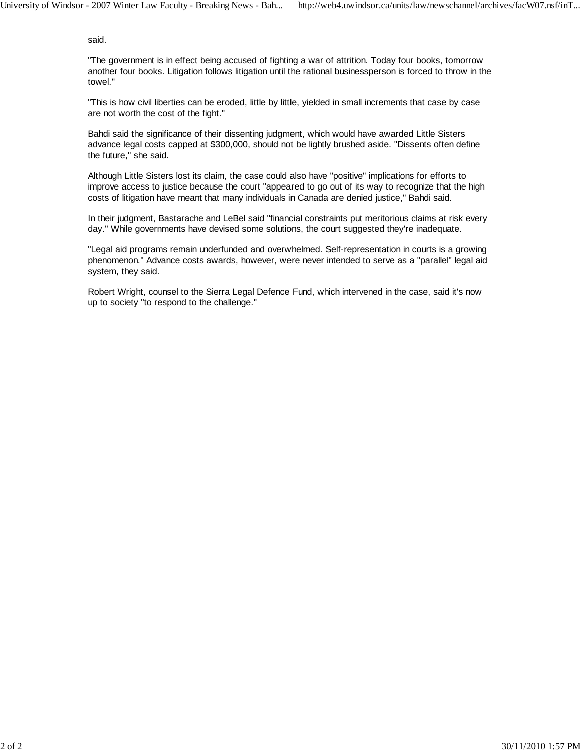said.

"The government is in effect being accused of fighting a war of attrition. Today four books, tomorrow another four books. Litigation follows litigation until the rational businessperson is forced to throw in the towel."

"This is how civil liberties can be eroded, little by little, yielded in small increments that case by case are not worth the cost of the fight."

Bahdi said the significance of their dissenting judgment, which would have awarded Little Sisters advance legal costs capped at $300,000, should not be lightly brushed aside. "Dissents often define the future," she said.

Although Little Sisters lost its claim, the case could also have "positive" implications for efforts to improve access to justice because the court "appeared to go out of its way to recognize that the high costs of litigation have meant that many individuals in Canada are denied justice," Bahdi said.

In their judgment, Bastarache and LeBel said "financial constraints put meritorious claims at risk every day." While governments have devised some solutions, the court suggested they're inadequate.

"Legal aid programs remain underfunded and overwhelmed. Self-representation in courts is a growing phenomenon." Advance costs awards, however, were never intended to serve as a "parallel" legal aid system, they said.

Robert Wright, counsel to the Sierra Legal Defence Fund, which intervened in the case, said it's now up to society "to respond to the challenge."